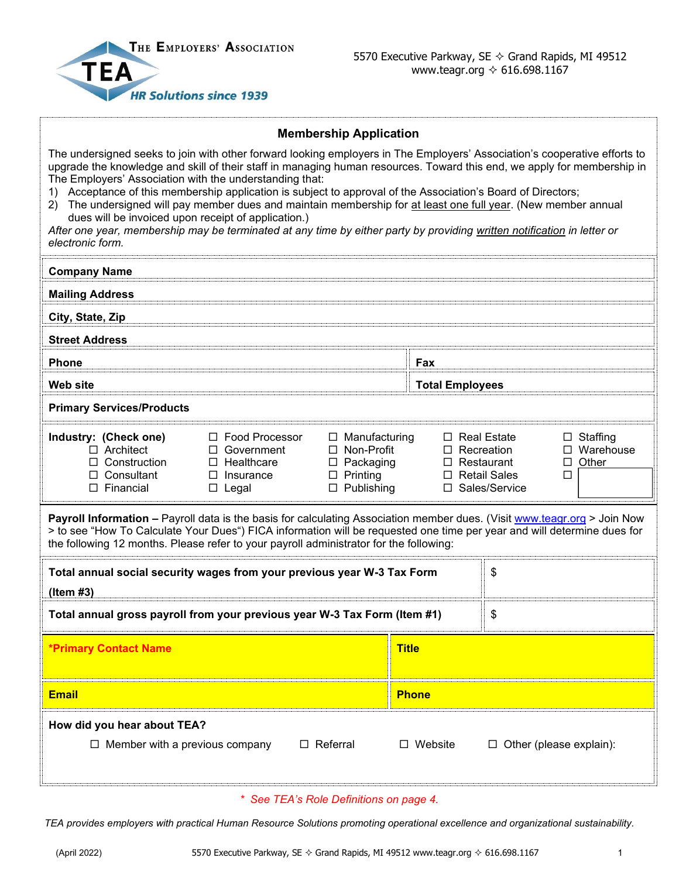THE EMPLOYERS' ASSOCIATION

TEA

HR Solutions since 1939

5570 Executive Parkway, SE ✧ Grand Rapids, MI 49512
www.teagr.org ✧ 616.698.1167

## Membership Application

The undersigned seeks to join with other forward looking employers in The Employers' Association's cooperative efforts to upgrade the knowledge and skill of their staff in managing human resources. Toward this end, we apply for membership in The Employers' Association with the understanding that:

1) Acceptance of this membership application is subject to approval of the Association's Board of Directors;
2) The undersigned will pay member dues and maintain membership for at least one full year. (New member annual dues will be invoiced upon receipt of application.)

*After one year, membership may be terminated at any time by either party by providing written notification in letter or electronic form.*

| | |
|---|---|
| **Company Name** | |
| **Mailing Address** | |
| **City, State, Zip** | |
| **Street Address** | |
| **Phone** | **Fax** |
| **Web site** | **Total Employees** |
| **Primary Services/Products** | |

**Industry: (Check one)**

| | | | | |
|---|---|---|---|---|
| ☐ Architect | ☐ Food Processor | ☐ Manufacturing | ☐ Real Estate | ☐ Staffing |
| ☐ Construction | ☐ Government | ☐ Non-Profit | ☐ Recreation | ☐ Warehouse |
| ☐ Consultant | ☐ Healthcare | ☐ Packaging | ☐ Restaurant | ☐ Other |
| ☐ Financial | ☐ Insurance | ☐ Printing | ☐ Retail Sales | ☐ |
| | ☐ Legal | ☐ Publishing | ☐ Sales/Service | |

**Payroll Information –** Payroll data is the basis for calculating Association member dues. (Visit www.teagr.org > Join Now > to see "How To Calculate Your Dues") FICA information will be requested one time per year and will determine dues for the following 12 months. Please refer to your payroll administrator for the following:

| | |
|---|---|
| **Total annual social security wages from your previous year W-3 Tax Form (Item #3)** | $ |
| **Total annual gross payroll from your previous year W-3 Tax Form (Item #1)** | $ |

| | |
|---|---|
| ***Primary Contact Name** | **Title** |
| **Email** | **Phone** |

**How did you hear about TEA?**

☐ Member with a previous company ☐ Referral ☐ Website ☐ Other (please explain):

*\* See TEA's Role Definitions on page 4.*

*TEA provides employers with practical Human Resource Solutions promoting operational excellence and organizational sustainability.*

(April 2022)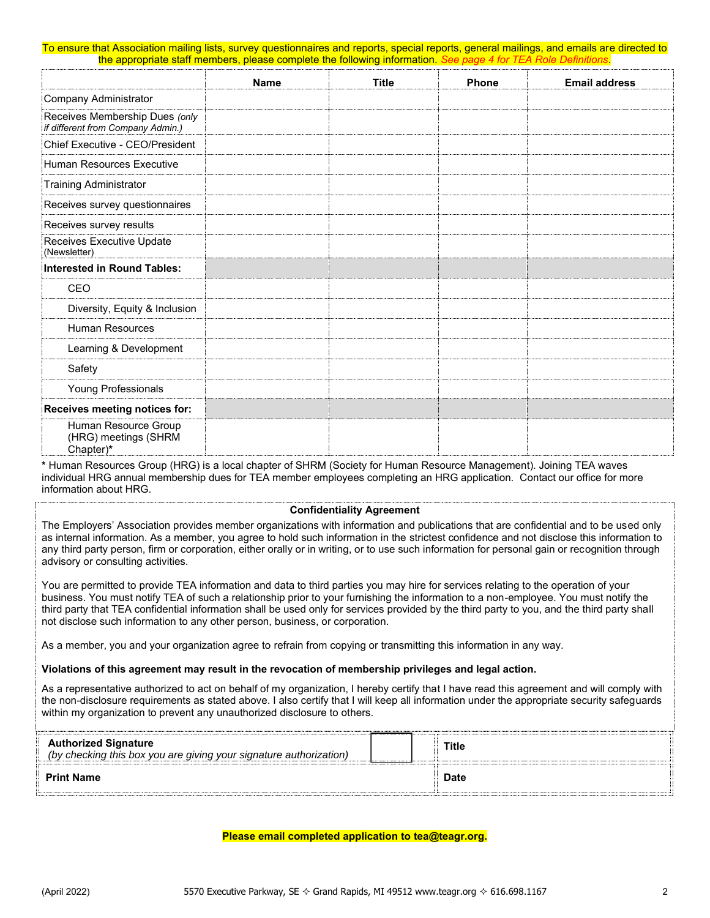To ensure that Association mailing lists, survey questionnaires and reports, special reports, general mailings, and emails are directed to the appropriate staff members, please complete the following information. *See page 4 for TEA Role Definitions*.

| | Name | Title | Phone | Email address |
|---|---|---|---|---|
| Company Administrator | | | | |
| Receives Membership Dues *(only if different from Company Admin.)* | | | | |
| Chief Executive - CEO/President | | | | |
| Human Resources Executive | | | | |
| Training Administrator | | | | |
| Receives survey questionnaires | | | | |
| Receives survey results | | | | |
| Receives Executive Update (Newsletter) | | | | |
| **Interested in Round Tables:** | | | | |
| CEO | | | | |
| Diversity, Equity & Inclusion | | | | |
| Human Resources | | | | |
| Learning & Development | | | | |
| Safety | | | | |
| Young Professionals | | | | |
| **Receives meeting notices for:** | | | | |
| Human Resource Group (HRG) meetings (SHRM Chapter)* | | | | |

* Human Resources Group (HRG) is a local chapter of SHRM (Society for Human Resource Management). Joining TEA waves individual HRG annual membership dues for TEA member employees completing an HRG application. Contact our office for more information about HRG.

**Confidentiality Agreement**

The Employers' Association provides member organizations with information and publications that are confidential and to be used only as internal information. As a member, you agree to hold such information in the strictest confidence and not disclose this information to any third party person, firm or corporation, either orally or in writing, or to use such information for personal gain or recognition through advisory or consulting activities.

You are permitted to provide TEA information and data to third parties you may hire for services relating to the operation of your business. You must notify TEA of such a relationship prior to your furnishing the information to a non-employee. You must notify the third party that TEA confidential information shall be used only for services provided by the third party to you, and the third party shall not disclose such information to any other person, business, or corporation.

As a member, you and your organization agree to refrain from copying or transmitting this information in any way.

**Violations of this agreement may result in the revocation of membership privileges and legal action.**

As a representative authorized to act on behalf of my organization, I hereby certify that I have read this agreement and will comply with the non-disclosure requirements as stated above. I also certify that I will keep all information under the appropriate security safeguards within my organization to prevent any unauthorized disclosure to others.

| **Authorized Signature** *(by checking this box you are giving your signature authorization)* ☐ | **Title** |
|---|---|
| **Print Name** | **Date** |

**Please email completed application to tea@teagr.org.**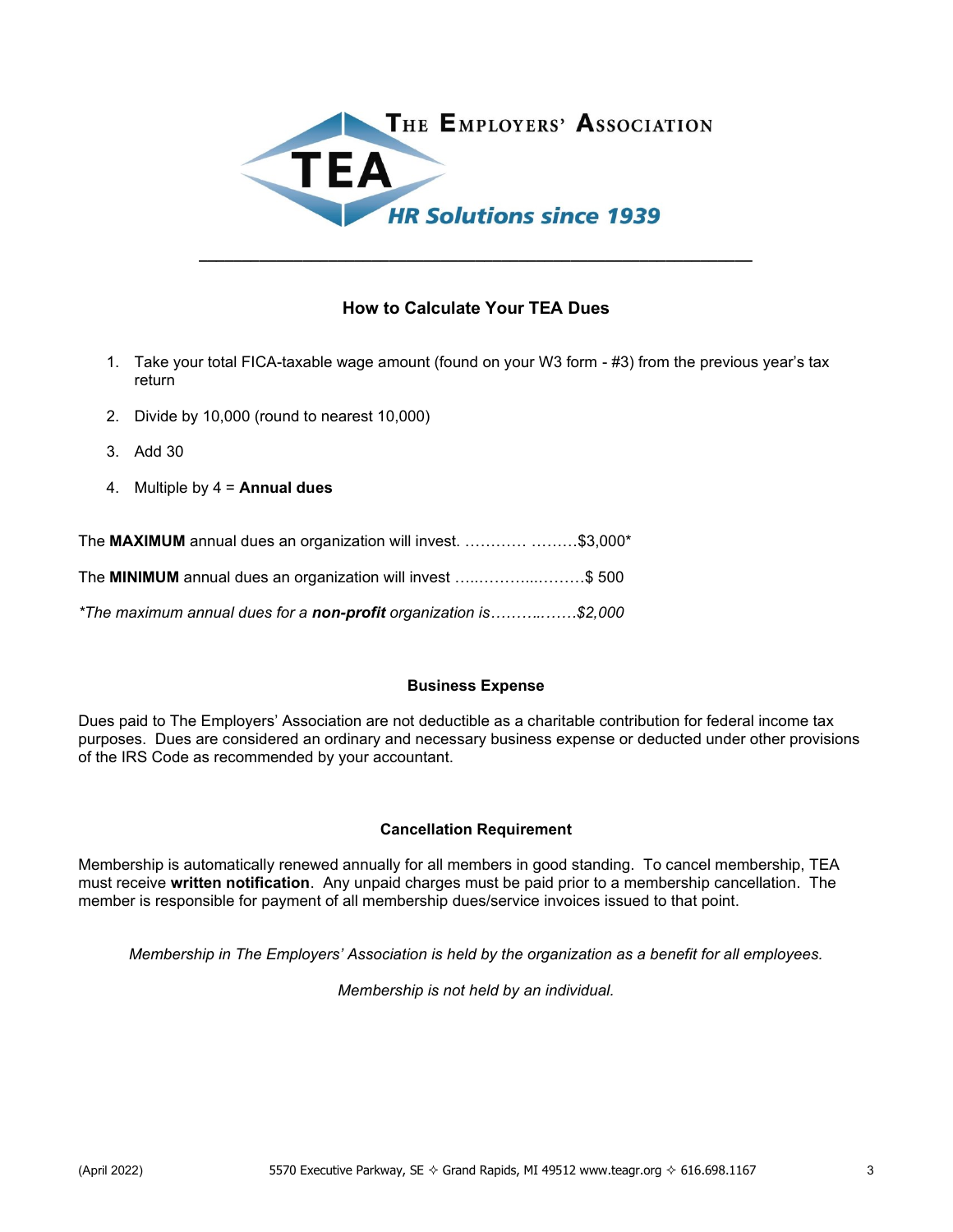THE EMPLOYERS' ASSOCIATION

TEA

*HR Solutions since 1939*

---

## How to Calculate Your TEA Dues

1. Take your total FICA-taxable wage amount (found on your W3 form - #3) from the previous year's tax return
2. Divide by 10,000 (round to nearest 10,000)
3. Add 30
4. Multiple by 4 = **Annual dues**

The **MAXIMUM** annual dues an organization will invest. ………… ………$3,000*

The **MINIMUM** annual dues an organization will invest …..………...………$ 500

*\*The maximum annual dues for a **non-profit** organization is……….…….$2,000*

### Business Expense

Dues paid to The Employers' Association are not deductible as a charitable contribution for federal income tax purposes. Dues are considered an ordinary and necessary business expense or deducted under other provisions of the IRS Code as recommended by your accountant.

### Cancellation Requirement

Membership is automatically renewed annually for all members in good standing. To cancel membership, TEA must receive **written notification**. Any unpaid charges must be paid prior to a membership cancellation. The member is responsible for payment of all membership dues/service invoices issued to that point.

*Membership in The Employers' Association is held by the organization as a benefit for all employees.*

*Membership is not held by an individual.*

(April 2022) 5570 Executive Parkway, SE ✧ Grand Rapids, MI 49512 www.teagr.org ✧ 616.698.1167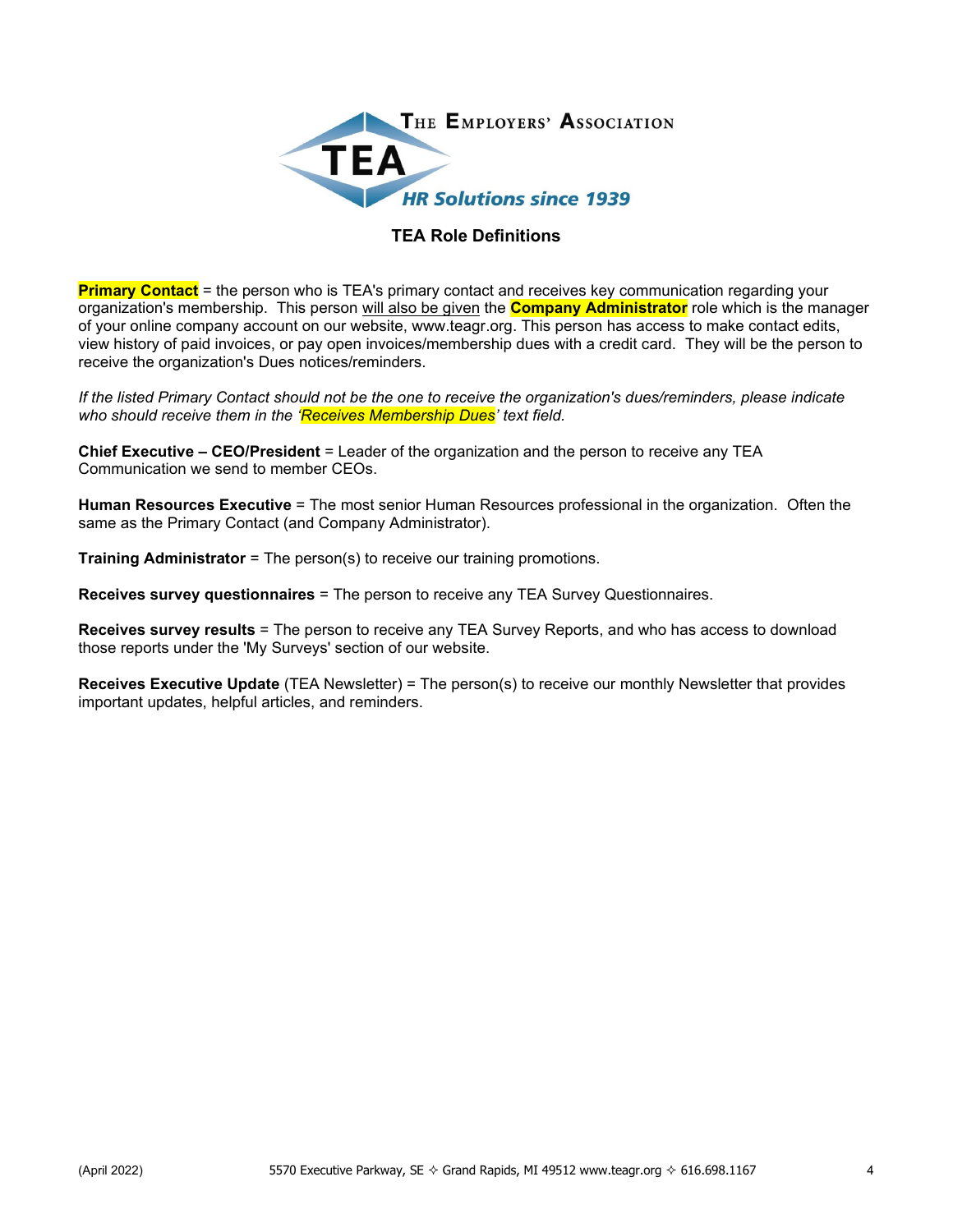The Employers' Association

TEA

HR Solutions since 1939

## TEA Role Definitions

**Primary Contact** = the person who is TEA's primary contact and receives key communication regarding your organization's membership. This person will also be given the **Company Administrator** role which is the manager of your online company account on our website, www.teagr.org. This person has access to make contact edits, view history of paid invoices, or pay open invoices/membership dues with a credit card. They will be the person to receive the organization's Dues notices/reminders.

*If the listed Primary Contact should not be the one to receive the organization's dues/reminders, please indicate who should receive them in the 'Receives Membership Dues' text field.*

**Chief Executive – CEO/President** = Leader of the organization and the person to receive any TEA Communication we send to member CEOs.

**Human Resources Executive** = The most senior Human Resources professional in the organization. Often the same as the Primary Contact (and Company Administrator).

**Training Administrator** = The person(s) to receive our training promotions.

**Receives survey questionnaires** = The person to receive any TEA Survey Questionnaires.

**Receives survey results** = The person to receive any TEA Survey Reports, and who has access to download those reports under the 'My Surveys' section of our website.

**Receives Executive Update** (TEA Newsletter) = The person(s) to receive our monthly Newsletter that provides important updates, helpful articles, and reminders.

(April 2022) 5570 Executive Parkway, SE ✧ Grand Rapids, MI 49512 www.teagr.org ✧ 616.698.1167